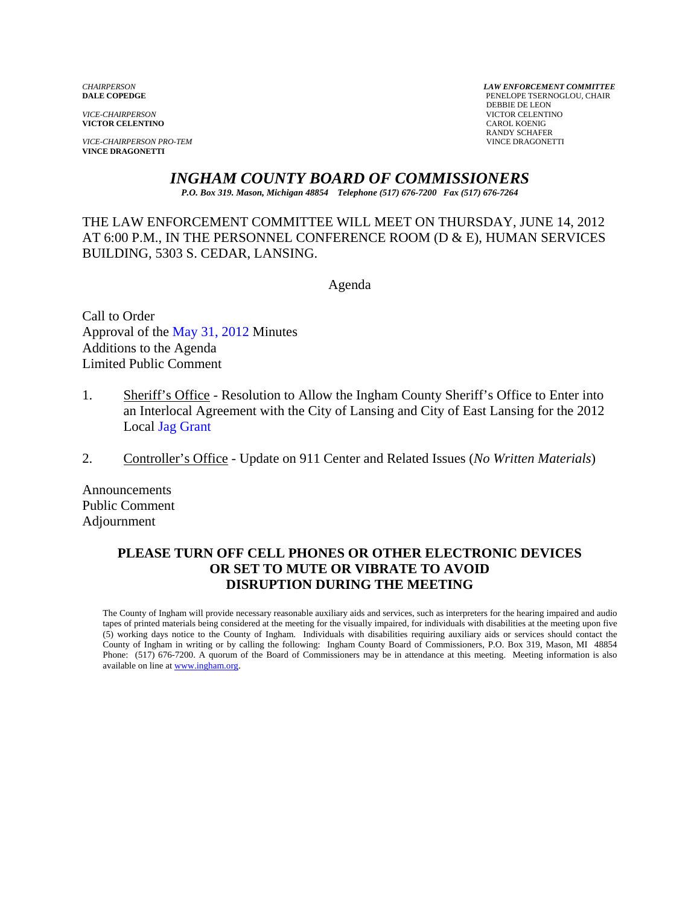*CHAIRPERSON*
**DALE COPEDGE**

*VICE-CHAIRPERSON*
**VICTOR CELENTINO**

*VICE-CHAIRPERSON PRO-TEM*
**VINCE DRAGONETTI**

***LAW ENFORCEMENT COMMITTEE***
PENELOPE TSERNOGLOU, CHAIR
DEBBIE DE LEON
VICTOR CELENTINO
CAROL KOENIG
RANDY SCHAFER
VINCE DRAGONETTI

# *INGHAM COUNTY BOARD OF COMMISSIONERS*

***P.O. Box 319. Mason, Michigan 48854 Telephone (517) 676-7200 Fax (517) 676-7264***

THE LAW ENFORCEMENT COMMITTEE WILL MEET ON THURSDAY, JUNE 14, 2012 AT 6:00 P.M., IN THE PERSONNEL CONFERENCE ROOM (D & E), HUMAN SERVICES BUILDING, 5303 S. CEDAR, LANSING.

Agenda

Call to Order
Approval of the May 31, 2012 Minutes
Additions to the Agenda
Limited Public Comment

1. Sheriff's Office - Resolution to Allow the Ingham County Sheriff's Office to Enter into an Interlocal Agreement with the City of Lansing and City of East Lansing for the 2012 Local Jag Grant

2. Controller's Office - Update on 911 Center and Related Issues (*No Written Materials*)

Announcements
Public Comment
Adjournment

**PLEASE TURN OFF CELL PHONES OR OTHER ELECTRONIC DEVICES OR SET TO MUTE OR VIBRATE TO AVOID DISRUPTION DURING THE MEETING**

The County of Ingham will provide necessary reasonable auxiliary aids and services, such as interpreters for the hearing impaired and audio tapes of printed materials being considered at the meeting for the visually impaired, for individuals with disabilities at the meeting upon five (5) working days notice to the County of Ingham. Individuals with disabilities requiring auxiliary aids or services should contact the County of Ingham in writing or by calling the following: Ingham County Board of Commissioners, P.O. Box 319, Mason, MI 48854 Phone: (517) 676-7200. A quorum of the Board of Commissioners may be in attendance at this meeting. Meeting information is also available on line at www.ingham.org.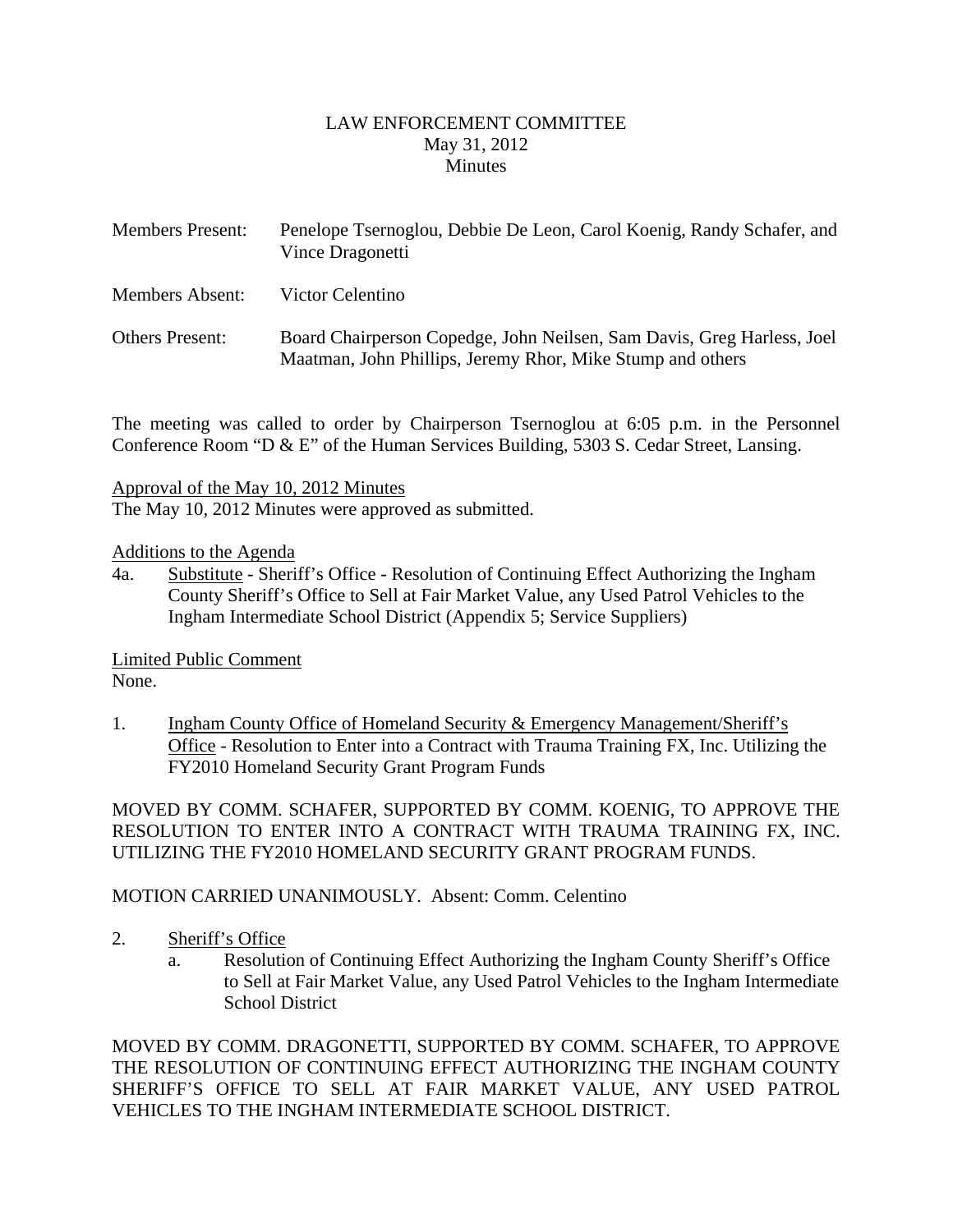# LAW ENFORCEMENT COMMITTEE
## May 31, 2012
## Minutes

| | |
|---|---|
| Members Present: | Penelope Tsernoglou, Debbie De Leon, Carol Koenig, Randy Schafer, and Vince Dragonetti |
| Members Absent: | Victor Celentino |
| Others Present: | Board Chairperson Copedge, John Neilsen, Sam Davis, Greg Harless, Joel Maatman, John Phillips, Jeremy Rhor, Mike Stump and others |

The meeting was called to order by Chairperson Tsernoglou at 6:05 p.m. in the Personnel Conference Room "D & E" of the Human Services Building, 5303 S. Cedar Street, Lansing.

<u>Approval of the May 10, 2012 Minutes</u>
The May 10, 2012 Minutes were approved as submitted.

<u>Additions to the Agenda</u>

4a. <u>Substitute</u> - Sheriff's Office - Resolution of Continuing Effect Authorizing the Ingham County Sheriff's Office to Sell at Fair Market Value, any Used Patrol Vehicles to the Ingham Intermediate School District (Appendix 5; Service Suppliers)

<u>Limited Public Comment</u>
None.

1. <u>Ingham County Office of Homeland Security & Emergency Management/Sheriff's Office</u> - Resolution to Enter into a Contract with Trauma Training FX, Inc. Utilizing the FY2010 Homeland Security Grant Program Funds

MOVED BY COMM. SCHAFER, SUPPORTED BY COMM. KOENIG, TO APPROVE THE RESOLUTION TO ENTER INTO A CONTRACT WITH TRAUMA TRAINING FX, INC. UTILIZING THE FY2010 HOMELAND SECURITY GRANT PROGRAM FUNDS.

MOTION CARRIED UNANIMOUSLY. Absent: Comm. Celentino

2. <u>Sheriff's Office</u>
   a. Resolution of Continuing Effect Authorizing the Ingham County Sheriff's Office to Sell at Fair Market Value, any Used Patrol Vehicles to the Ingham Intermediate School District

MOVED BY COMM. DRAGONETTI, SUPPORTED BY COMM. SCHAFER, TO APPROVE THE RESOLUTION OF CONTINUING EFFECT AUTHORIZING THE INGHAM COUNTY SHERIFF'S OFFICE TO SELL AT FAIR MARKET VALUE, ANY USED PATROL VEHICLES TO THE INGHAM INTERMEDIATE SCHOOL DISTRICT.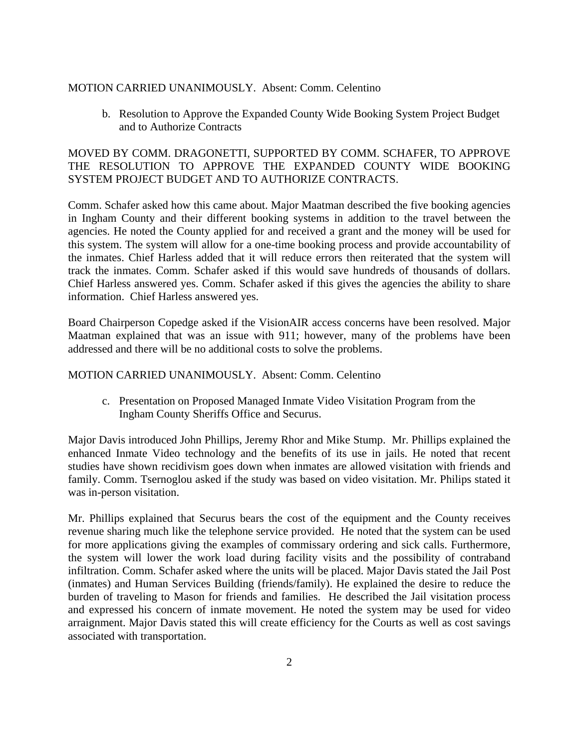MOTION CARRIED UNANIMOUSLY. Absent: Comm. Celentino

b. Resolution to Approve the Expanded County Wide Booking System Project Budget and to Authorize Contracts

MOVED BY COMM. DRAGONETTI, SUPPORTED BY COMM. SCHAFER, TO APPROVE THE RESOLUTION TO APPROVE THE EXPANDED COUNTY WIDE BOOKING SYSTEM PROJECT BUDGET AND TO AUTHORIZE CONTRACTS.

Comm. Schafer asked how this came about. Major Maatman described the five booking agencies in Ingham County and their different booking systems in addition to the travel between the agencies. He noted the County applied for and received a grant and the money will be used for this system. The system will allow for a one-time booking process and provide accountability of the inmates. Chief Harless added that it will reduce errors then reiterated that the system will track the inmates. Comm. Schafer asked if this would save hundreds of thousands of dollars. Chief Harless answered yes. Comm. Schafer asked if this gives the agencies the ability to share information. Chief Harless answered yes.

Board Chairperson Copedge asked if the VisionAIR access concerns have been resolved. Major Maatman explained that was an issue with 911; however, many of the problems have been addressed and there will be no additional costs to solve the problems.

MOTION CARRIED UNANIMOUSLY. Absent: Comm. Celentino

c. Presentation on Proposed Managed Inmate Video Visitation Program from the Ingham County Sheriffs Office and Securus.

Major Davis introduced John Phillips, Jeremy Rhor and Mike Stump. Mr. Phillips explained the enhanced Inmate Video technology and the benefits of its use in jails. He noted that recent studies have shown recidivism goes down when inmates are allowed visitation with friends and family. Comm. Tsernoglou asked if the study was based on video visitation. Mr. Philips stated it was in-person visitation.

Mr. Phillips explained that Securus bears the cost of the equipment and the County receives revenue sharing much like the telephone service provided. He noted that the system can be used for more applications giving the examples of commissary ordering and sick calls. Furthermore, the system will lower the work load during facility visits and the possibility of contraband infiltration. Comm. Schafer asked where the units will be placed. Major Davis stated the Jail Post (inmates) and Human Services Building (friends/family). He explained the desire to reduce the burden of traveling to Mason for friends and families. He described the Jail visitation process and expressed his concern of inmate movement. He noted the system may be used for video arraignment. Major Davis stated this will create efficiency for the Courts as well as cost savings associated with transportation.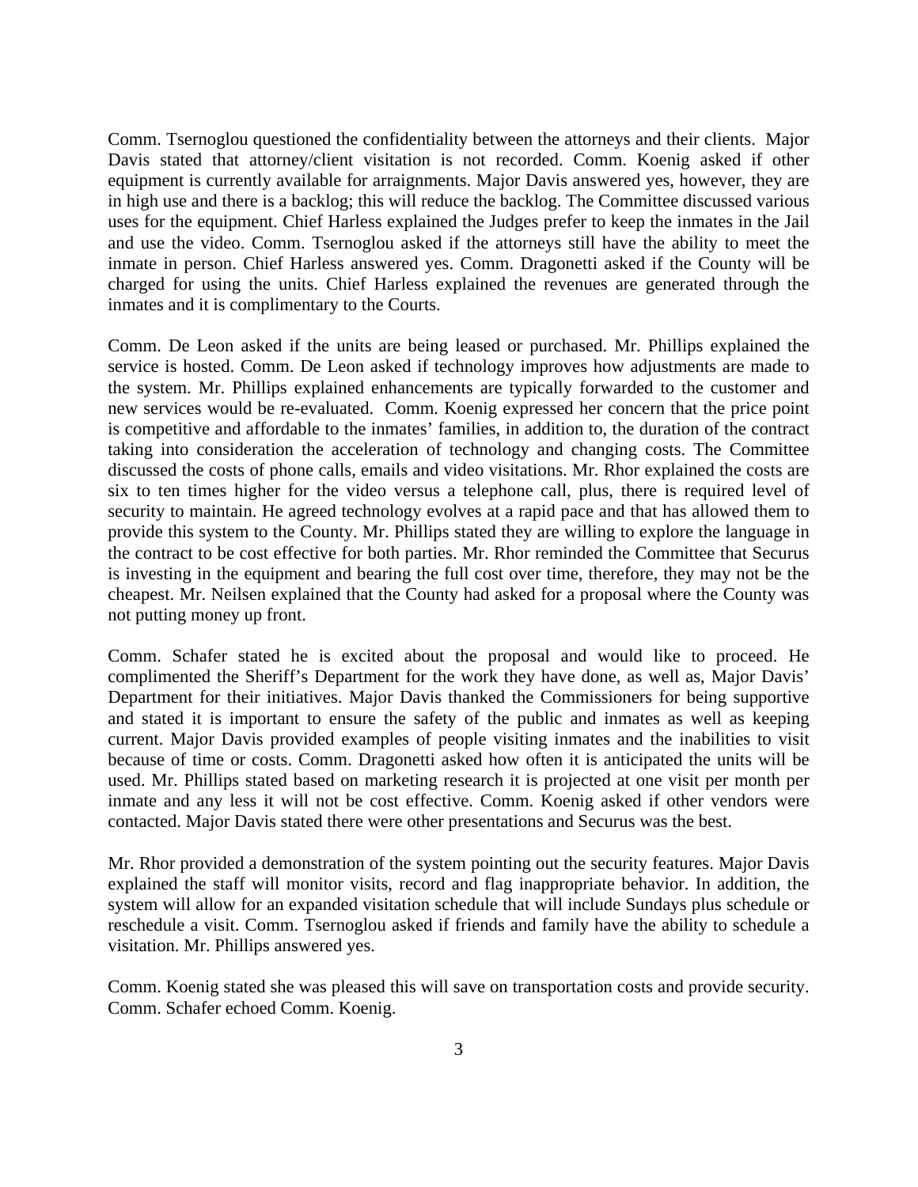Comm. Tsernoglou questioned the confidentiality between the attorneys and their clients. Major Davis stated that attorney/client visitation is not recorded. Comm. Koenig asked if other equipment is currently available for arraignments. Major Davis answered yes, however, they are in high use and there is a backlog; this will reduce the backlog. The Committee discussed various uses for the equipment. Chief Harless explained the Judges prefer to keep the inmates in the Jail and use the video. Comm. Tsernoglou asked if the attorneys still have the ability to meet the inmate in person. Chief Harless answered yes. Comm. Dragonetti asked if the County will be charged for using the units. Chief Harless explained the revenues are generated through the inmates and it is complimentary to the Courts.

Comm. De Leon asked if the units are being leased or purchased. Mr. Phillips explained the service is hosted. Comm. De Leon asked if technology improves how adjustments are made to the system. Mr. Phillips explained enhancements are typically forwarded to the customer and new services would be re-evaluated. Comm. Koenig expressed her concern that the price point is competitive and affordable to the inmates' families, in addition to, the duration of the contract taking into consideration the acceleration of technology and changing costs. The Committee discussed the costs of phone calls, emails and video visitations. Mr. Rhor explained the costs are six to ten times higher for the video versus a telephone call, plus, there is required level of security to maintain. He agreed technology evolves at a rapid pace and that has allowed them to provide this system to the County. Mr. Phillips stated they are willing to explore the language in the contract to be cost effective for both parties. Mr. Rhor reminded the Committee that Securus is investing in the equipment and bearing the full cost over time, therefore, they may not be the cheapest. Mr. Neilsen explained that the County had asked for a proposal where the County was not putting money up front.

Comm. Schafer stated he is excited about the proposal and would like to proceed. He complimented the Sheriff's Department for the work they have done, as well as, Major Davis' Department for their initiatives. Major Davis thanked the Commissioners for being supportive and stated it is important to ensure the safety of the public and inmates as well as keeping current. Major Davis provided examples of people visiting inmates and the inabilities to visit because of time or costs. Comm. Dragonetti asked how often it is anticipated the units will be used. Mr. Phillips stated based on marketing research it is projected at one visit per month per inmate and any less it will not be cost effective. Comm. Koenig asked if other vendors were contacted. Major Davis stated there were other presentations and Securus was the best.

Mr. Rhor provided a demonstration of the system pointing out the security features. Major Davis explained the staff will monitor visits, record and flag inappropriate behavior. In addition, the system will allow for an expanded visitation schedule that will include Sundays plus schedule or reschedule a visit. Comm. Tsernoglou asked if friends and family have the ability to schedule a visitation. Mr. Phillips answered yes.

Comm. Koenig stated she was pleased this will save on transportation costs and provide security. Comm. Schafer echoed Comm. Koenig.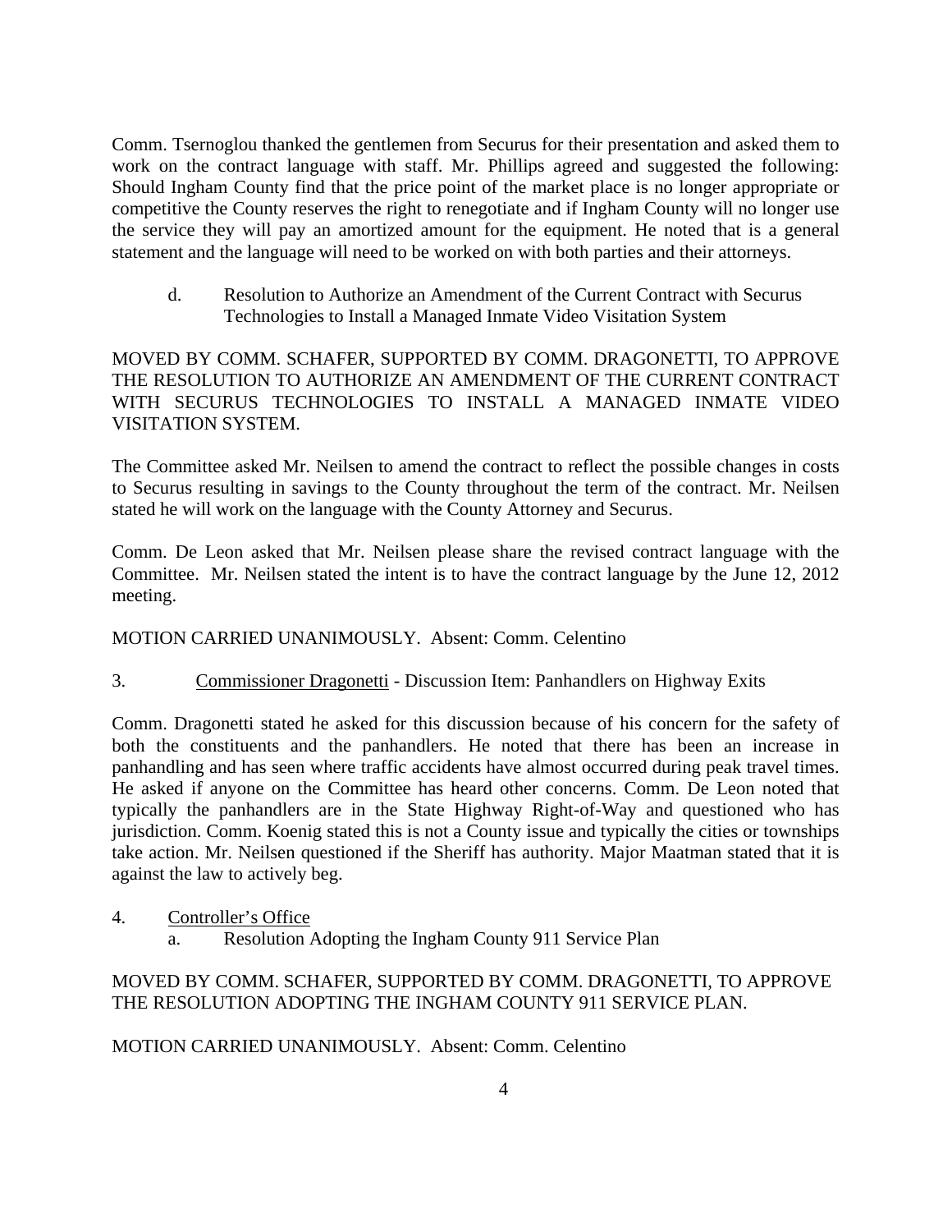Comm. Tsernoglou thanked the gentlemen from Securus for their presentation and asked them to work on the contract language with staff. Mr. Phillips agreed and suggested the following: Should Ingham County find that the price point of the market place is no longer appropriate or competitive the County reserves the right to renegotiate and if Ingham County will no longer use the service they will pay an amortized amount for the equipment. He noted that is a general statement and the language will need to be worked on with both parties and their attorneys.

d. Resolution to Authorize an Amendment of the Current Contract with Securus Technologies to Install a Managed Inmate Video Visitation System

MOVED BY COMM. SCHAFER, SUPPORTED BY COMM. DRAGONETTI, TO APPROVE THE RESOLUTION TO AUTHORIZE AN AMENDMENT OF THE CURRENT CONTRACT WITH SECURUS TECHNOLOGIES TO INSTALL A MANAGED INMATE VIDEO VISITATION SYSTEM.

The Committee asked Mr. Neilsen to amend the contract to reflect the possible changes in costs to Securus resulting in savings to the County throughout the term of the contract. Mr. Neilsen stated he will work on the language with the County Attorney and Securus.

Comm. De Leon asked that Mr. Neilsen please share the revised contract language with the Committee. Mr. Neilsen stated the intent is to have the contract language by the June 12, 2012 meeting.

MOTION CARRIED UNANIMOUSLY. Absent: Comm. Celentino

3. Commissioner Dragonetti - Discussion Item: Panhandlers on Highway Exits

Comm. Dragonetti stated he asked for this discussion because of his concern for the safety of both the constituents and the panhandlers. He noted that there has been an increase in panhandling and has seen where traffic accidents have almost occurred during peak travel times. He asked if anyone on the Committee has heard other concerns. Comm. De Leon noted that typically the panhandlers are in the State Highway Right-of-Way and questioned who has jurisdiction. Comm. Koenig stated this is not a County issue and typically the cities or townships take action. Mr. Neilsen questioned if the Sheriff has authority. Major Maatman stated that it is against the law to actively beg.

4. Controller's Office
   a. Resolution Adopting the Ingham County 911 Service Plan

MOVED BY COMM. SCHAFER, SUPPORTED BY COMM. DRAGONETTI, TO APPROVE THE RESOLUTION ADOPTING THE INGHAM COUNTY 911 SERVICE PLAN.

MOTION CARRIED UNANIMOUSLY. Absent: Comm. Celentino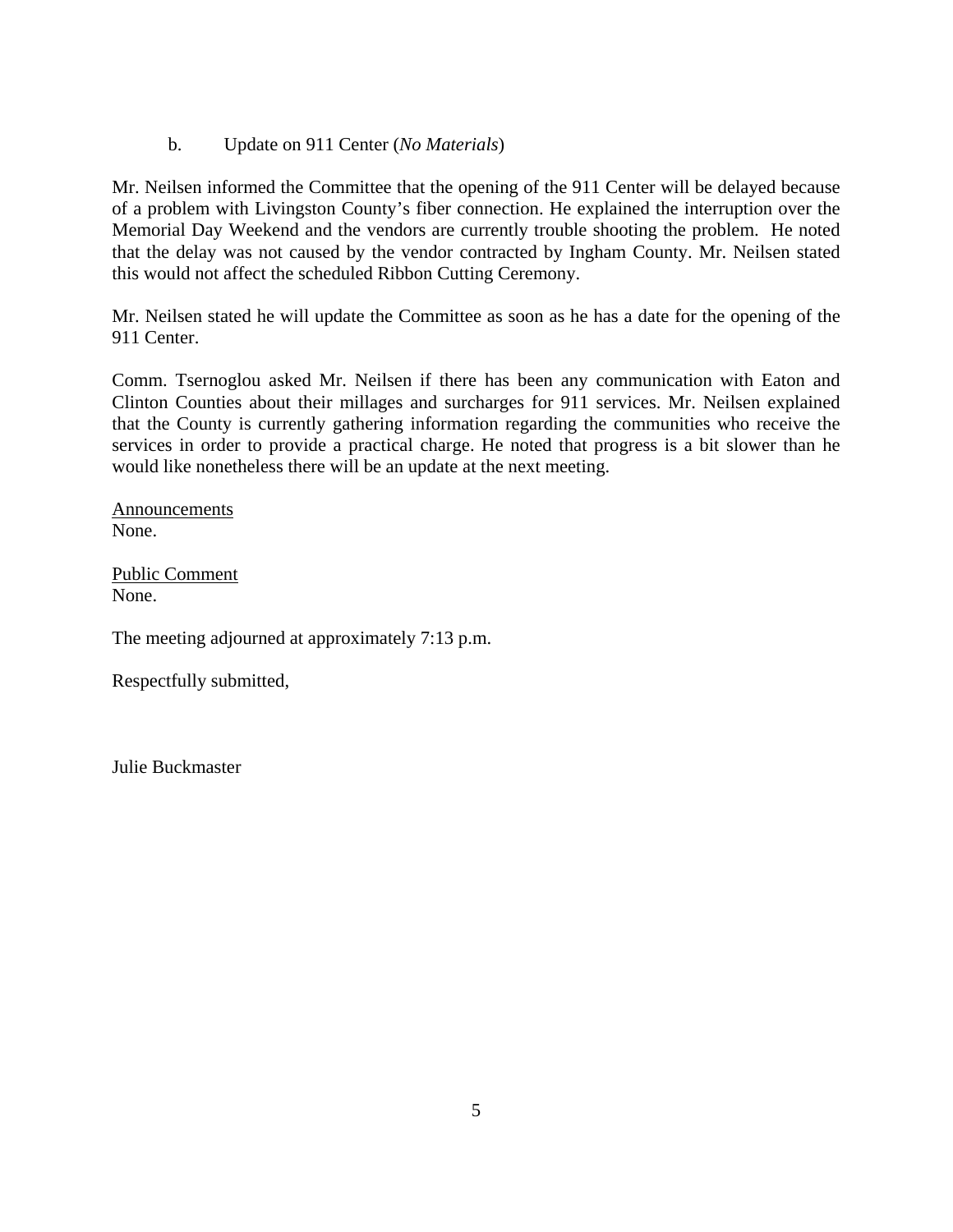b. Update on 911 Center (*No Materials*)

Mr. Neilsen informed the Committee that the opening of the 911 Center will be delayed because of a problem with Livingston County's fiber connection. He explained the interruption over the Memorial Day Weekend and the vendors are currently trouble shooting the problem. He noted that the delay was not caused by the vendor contracted by Ingham County. Mr. Neilsen stated this would not affect the scheduled Ribbon Cutting Ceremony.

Mr. Neilsen stated he will update the Committee as soon as he has a date for the opening of the 911 Center.

Comm. Tsernoglou asked Mr. Neilsen if there has been any communication with Eaton and Clinton Counties about their millages and surcharges for 911 services. Mr. Neilsen explained that the County is currently gathering information regarding the communities who receive the services in order to provide a practical charge. He noted that progress is a bit slower than he would like nonetheless there will be an update at the next meeting.

<u>Announcements</u>
None.

<u>Public Comment</u>
None.

The meeting adjourned at approximately 7:13 p.m.

Respectfully submitted,

Julie Buckmaster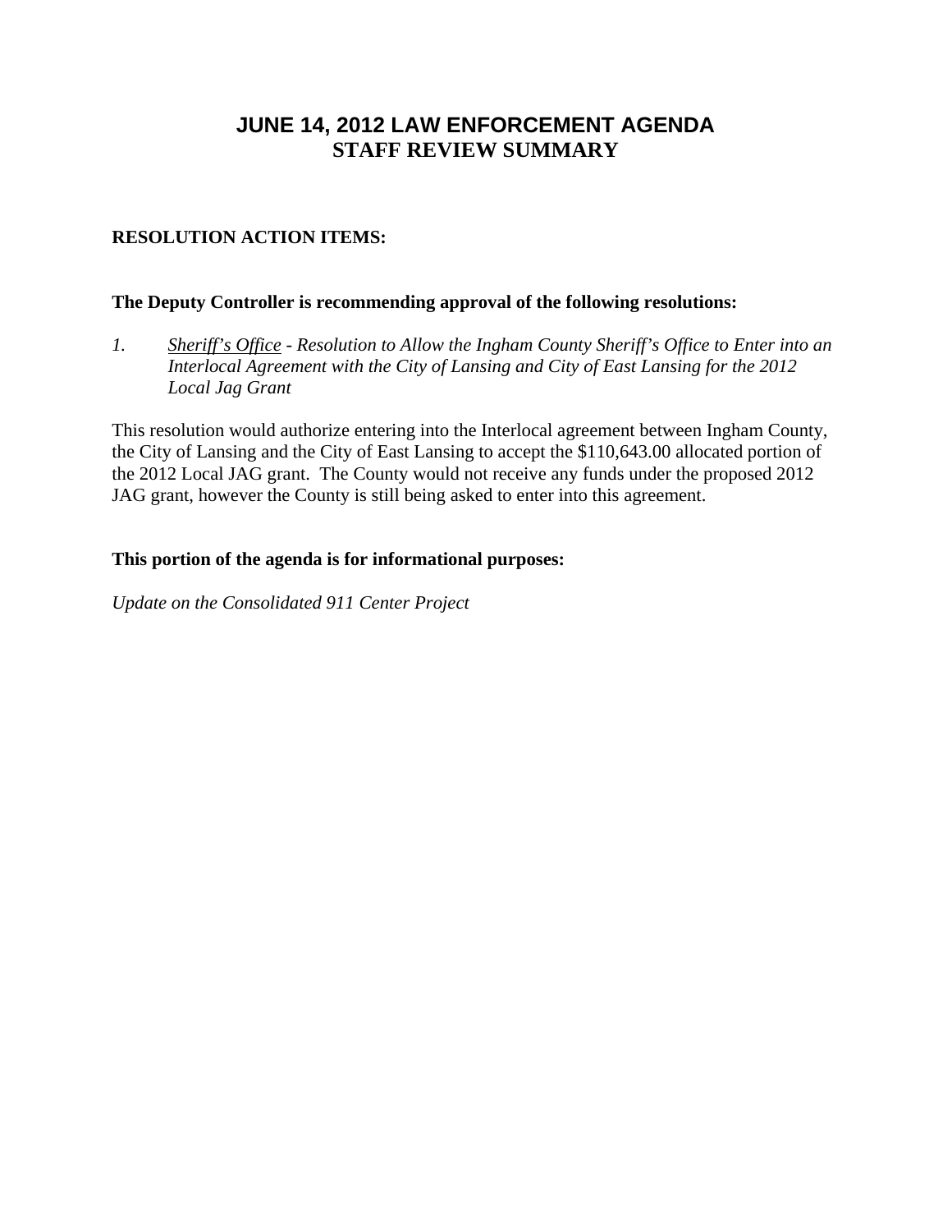# JUNE 14, 2012 LAW ENFORCEMENT AGENDA
# STAFF REVIEW SUMMARY

**RESOLUTION ACTION ITEMS:**

**The Deputy Controller is recommending approval of the following resolutions:**

*1. Sheriff's Office - Resolution to Allow the Ingham County Sheriff's Office to Enter into an Interlocal Agreement with the City of Lansing and City of East Lansing for the 2012 Local Jag Grant*

This resolution would authorize entering into the Interlocal agreement between Ingham County, the City of Lansing and the City of East Lansing to accept the $110,643.00 allocated portion of the 2012 Local JAG grant. The County would not receive any funds under the proposed 2012 JAG grant, however the County is still being asked to enter into this agreement.

**This portion of the agenda is for informational purposes:**

*Update on the Consolidated 911 Center Project*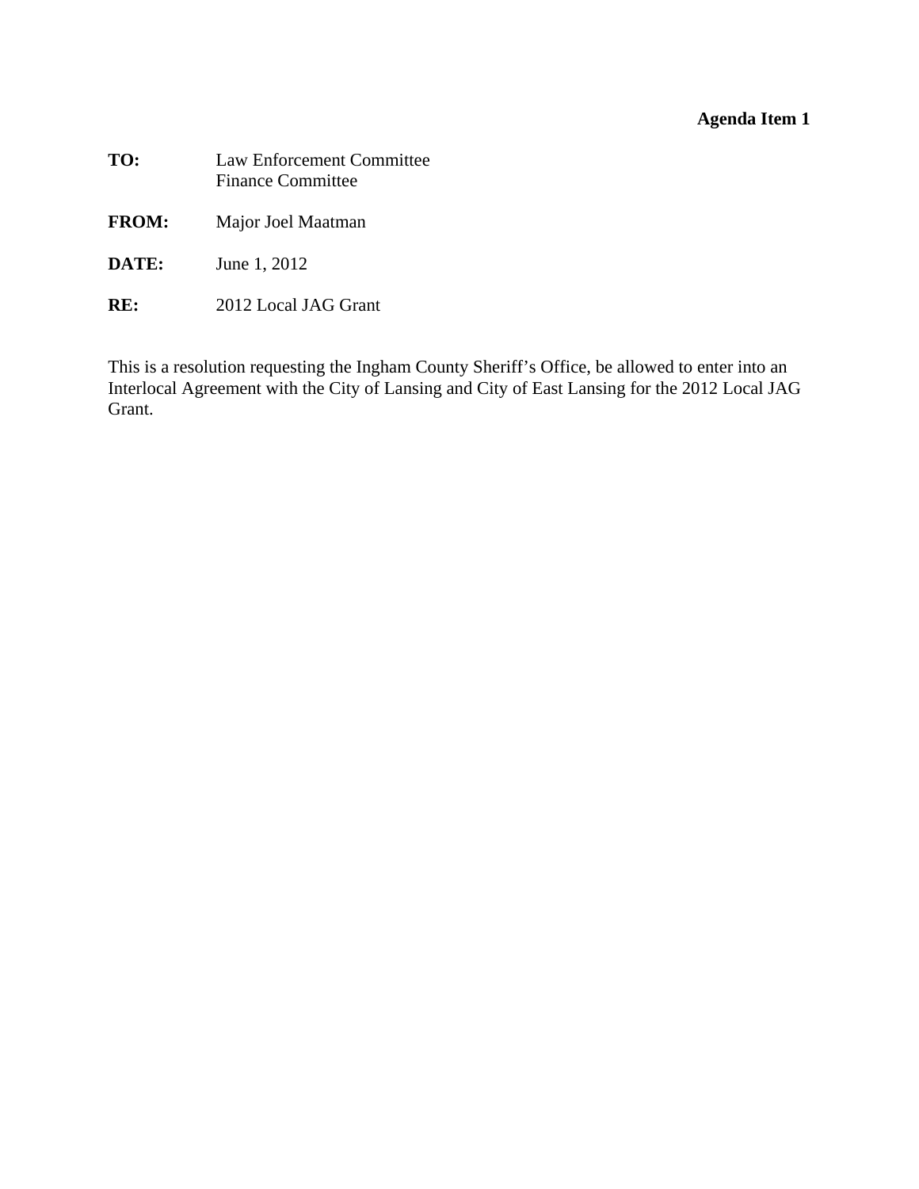**Agenda Item 1**

**TO:** Law Enforcement Committee
Finance Committee

**FROM:** Major Joel Maatman

**DATE:** June 1, 2012

**RE:** 2012 Local JAG Grant

This is a resolution requesting the Ingham County Sheriff's Office, be allowed to enter into an Interlocal Agreement with the City of Lansing and City of East Lansing for the 2012 Local JAG Grant.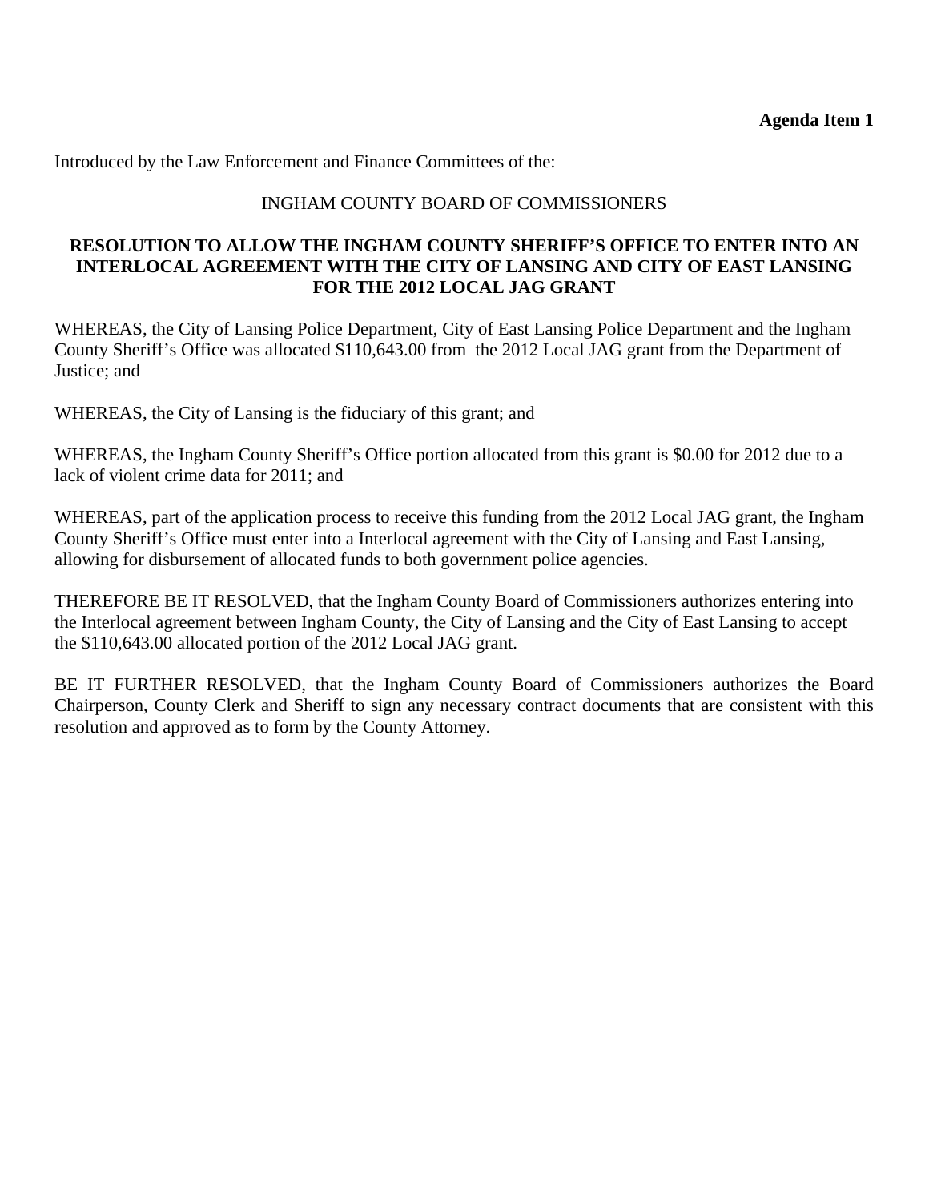**Agenda Item 1**

Introduced by the Law Enforcement and Finance Committees of the:

INGHAM COUNTY BOARD OF COMMISSIONERS

**RESOLUTION TO ALLOW THE INGHAM COUNTY SHERIFF'S OFFICE TO ENTER INTO AN INTERLOCAL AGREEMENT WITH THE CITY OF LANSING AND CITY OF EAST LANSING FOR THE 2012 LOCAL JAG GRANT**

WHEREAS, the City of Lansing Police Department, City of East Lansing Police Department and the Ingham County Sheriff's Office was allocated $110,643.00 from the 2012 Local JAG grant from the Department of Justice; and

WHEREAS, the City of Lansing is the fiduciary of this grant; and

WHEREAS, the Ingham County Sheriff's Office portion allocated from this grant is $0.00 for 2012 due to a lack of violent crime data for 2011; and

WHEREAS, part of the application process to receive this funding from the 2012 Local JAG grant, the Ingham County Sheriff's Office must enter into a Interlocal agreement with the City of Lansing and East Lansing, allowing for disbursement of allocated funds to both government police agencies.

THEREFORE BE IT RESOLVED, that the Ingham County Board of Commissioners authorizes entering into the Interlocal agreement between Ingham County, the City of Lansing and the City of East Lansing to accept the $110,643.00 allocated portion of the 2012 Local JAG grant.

BE IT FURTHER RESOLVED, that the Ingham County Board of Commissioners authorizes the Board Chairperson, County Clerk and Sheriff to sign any necessary contract documents that are consistent with this resolution and approved as to form by the County Attorney.